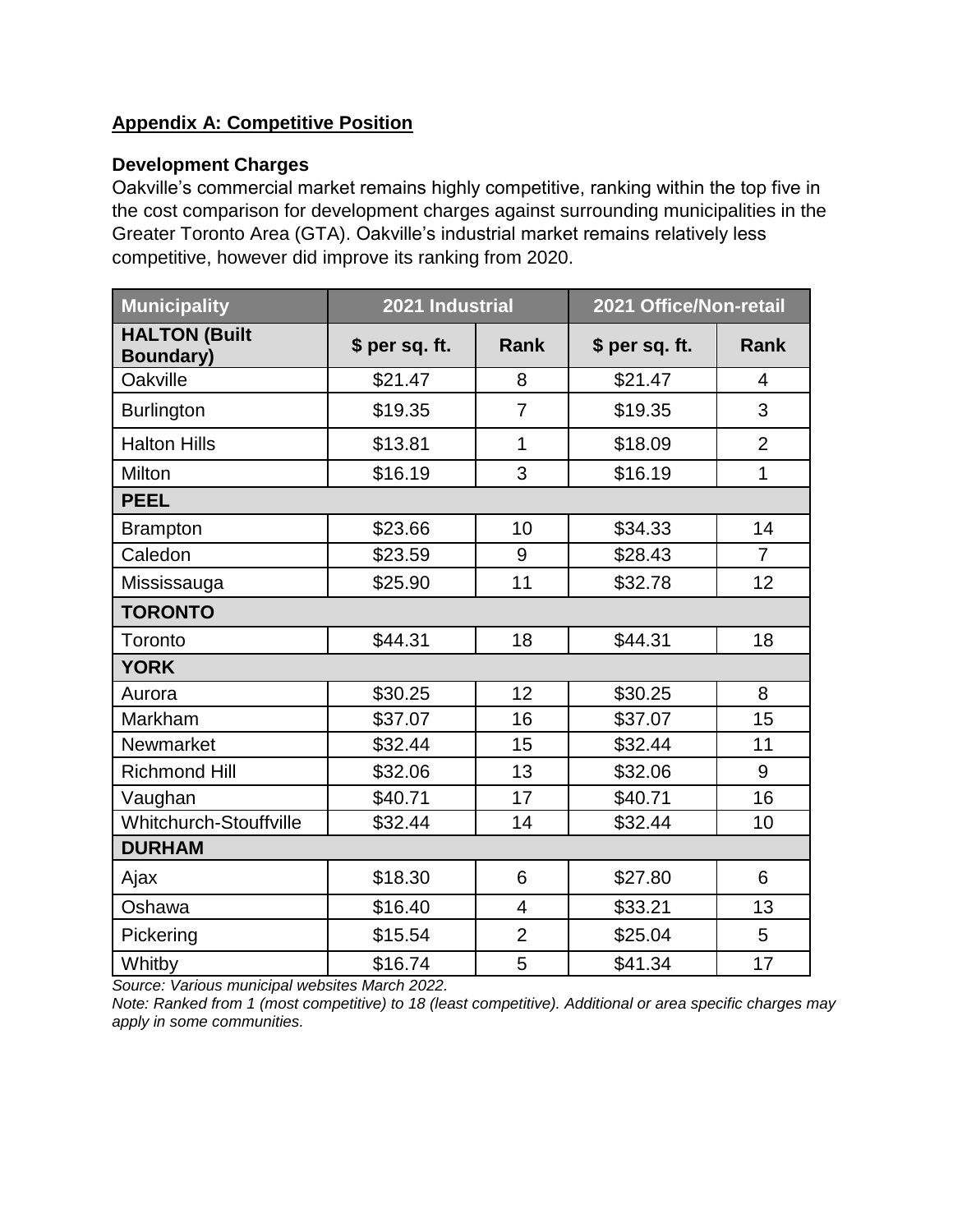## Appendix A: Competitive Position

### Development Charges

Oakville's commercial market remains highly competitive, ranking within the top five in the cost comparison for development charges against surrounding municipalities in the Greater Toronto Area (GTA). Oakville's industrial market remains relatively less competitive, however did improve its ranking from 2020.

| Municipality | 2021 Industrial | | 2021 Office/Non-retail | |
|---|---|---|---|---|
| **HALTON (Built Boundary)** | **$ per sq. ft.** | **Rank** | **$ per sq. ft.** | **Rank** |
| Oakville | $21.47 | 8 | $21.47 | 4 |
| Burlington | $19.35 | 7 | $19.35 | 3 |
| Halton Hills | $13.81 | 1 | $18.09 | 2 |
| Milton | $16.19 | 3 | $16.19 | 1 |
| **PEEL** | | | | |
| Brampton | $23.66 | 10 | $34.33 | 14 |
| Caledon | $23.59 | 9 | $28.43 | 7 |
| Mississauga | $25.90 | 11 | $32.78 | 12 |
| **TORONTO** | | | | |
| Toronto | $44.31 | 18 | $44.31 | 18 |
| **YORK** | | | | |
| Aurora | $30.25 | 12 | $30.25 | 8 |
| Markham | $37.07 | 16 | $37.07 | 15 |
| Newmarket | $32.44 | 15 | $32.44 | 11 |
| Richmond Hill | $32.06 | 13 | $32.06 | 9 |
| Vaughan | $40.71 | 17 | $40.71 | 16 |
| Whitchurch-Stouffville | $32.44 | 14 | $32.44 | 10 |
| **DURHAM** | | | | |
| Ajax | $18.30 | 6 | $27.80 | 6 |
| Oshawa | $16.40 | 4 | $33.21 | 13 |
| Pickering | $15.54 | 2 | $25.04 | 5 |
| Whitby | $16.74 | 5 | $41.34 | 17 |

*Source: Various municipal websites March 2022.*

*Note: Ranked from 1 (most competitive) to 18 (least competitive). Additional or area specific charges may apply in some communities.*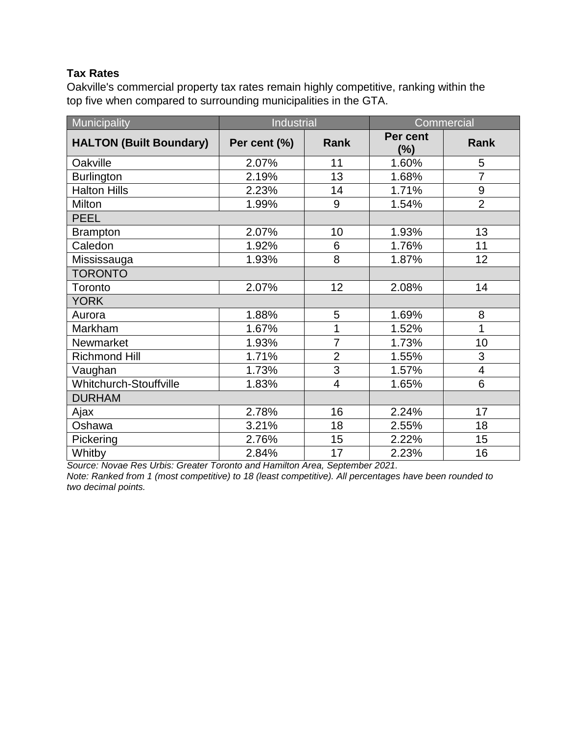**Tax Rates**

Oakville's commercial property tax rates remain highly competitive, ranking within the top five when compared to surrounding municipalities in the GTA.

| Municipality | Industrial | | Commercial | |
|---|---|---|---|---|
| **HALTON (Built Boundary)** | **Per cent (%)** | **Rank** | **Per cent (%)** | **Rank** |
| Oakville | 2.07% | 11 | 1.60% | 5 |
| Burlington | 2.19% | 13 | 1.68% | 7 |
| Halton Hills | 2.23% | 14 | 1.71% | 9 |
| Milton | 1.99% | 9 | 1.54% | 2 |
| PEEL | | | | |
| Brampton | 2.07% | 10 | 1.93% | 13 |
| Caledon | 1.92% | 6 | 1.76% | 11 |
| Mississauga | 1.93% | 8 | 1.87% | 12 |
| TORONTO | | | | |
| Toronto | 2.07% | 12 | 2.08% | 14 |
| YORK | | | | |
| Aurora | 1.88% | 5 | 1.69% | 8 |
| Markham | 1.67% | 1 | 1.52% | 1 |
| Newmarket | 1.93% | 7 | 1.73% | 10 |
| Richmond Hill | 1.71% | 2 | 1.55% | 3 |
| Vaughan | 1.73% | 3 | 1.57% | 4 |
| Whitchurch-Stouffville | 1.83% | 4 | 1.65% | 6 |
| DURHAM | | | | |
| Ajax | 2.78% | 16 | 2.24% | 17 |
| Oshawa | 3.21% | 18 | 2.55% | 18 |
| Pickering | 2.76% | 15 | 2.22% | 15 |
| Whitby | 2.84% | 17 | 2.23% | 16 |

*Source: Novae Res Urbis: Greater Toronto and Hamilton Area, September 2021.*

*Note: Ranked from 1 (most competitive) to 18 (least competitive). All percentages have been rounded to two decimal points.*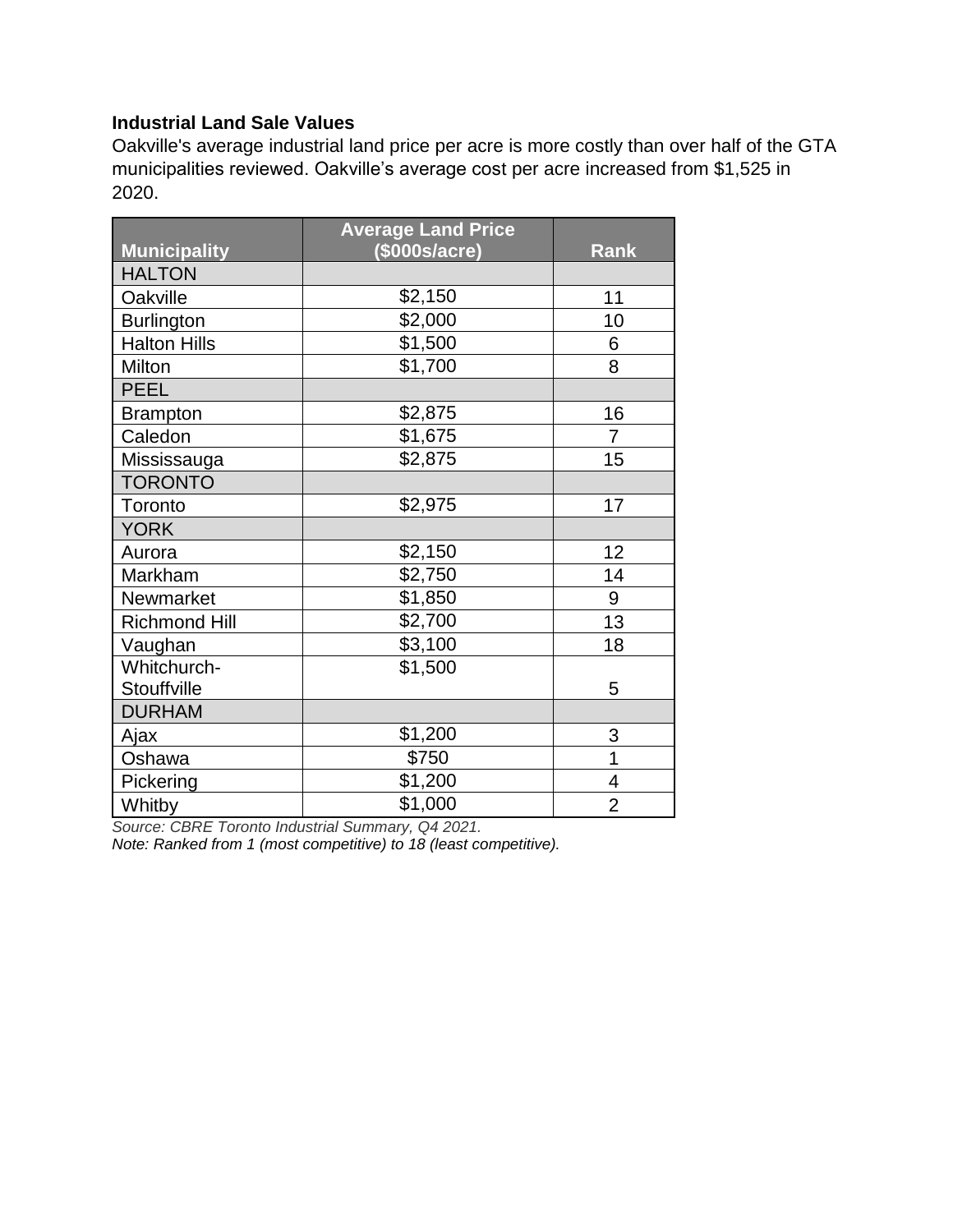**Industrial Land Sale Values**

Oakville's average industrial land price per acre is more costly than over half of the GTA municipalities reviewed. Oakville's average cost per acre increased from $1,525 in 2020.

| Municipality | Average Land Price ($000s/acre) | Rank |
|---|---|---|
| HALTON | | |
| Oakville | $2,150 | 11 |
| Burlington | $2,000 | 10 |
| Halton Hills | $1,500 | 6 |
| Milton | $1,700 | 8 |
| PEEL | | |
| Brampton | $2,875 | 16 |
| Caledon | $1,675 | 7 |
| Mississauga | $2,875 | 15 |
| TORONTO | | |
| Toronto | $2,975 | 17 |
| YORK | | |
| Aurora | $2,150 | 12 |
| Markham | $2,750 | 14 |
| Newmarket | $1,850 | 9 |
| Richmond Hill | $2,700 | 13 |
| Vaughan | $3,100 | 18 |
| Whitchurch-Stouffville | $1,500 | 5 |
| DURHAM | | |
| Ajax | $1,200 | 3 |
| Oshawa | $750 | 1 |
| Pickering | $1,200 | 4 |
| Whitby | $1,000 | 2 |

*Source: CBRE Toronto Industrial Summary, Q4 2021.*
*Note: Ranked from 1 (most competitive) to 18 (least competitive).*